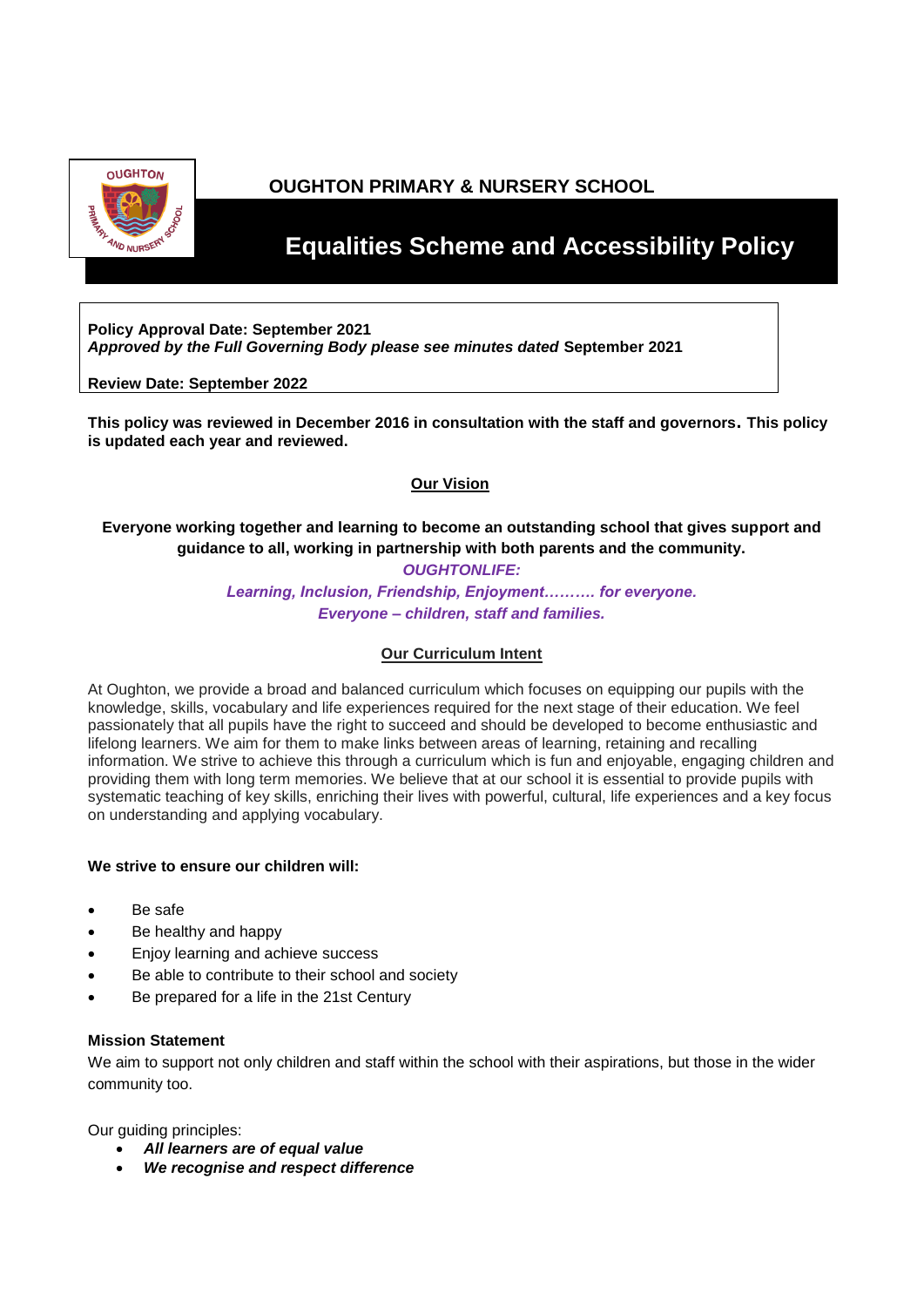**OUGHTON PRIMARY & NURSERY SCHOOL**

# Equalities Scheme and Accessibility Policy

**Policy Approval Date: September 2021**
***Approved by the Full Governing Body please see minutes dated* September 2021**

**Review Date: September 2022**

**This policy was reviewed in December 2016 in consultation with the staff and governors. This policy is updated each year and reviewed.**

## Our Vision

**Everyone working together and learning to become an outstanding school that gives support and guidance to all, working in partnership with both parents and the community.**

***OUGHTONLIFE:***

***Learning, Inclusion, Friendship, Enjoyment………. for everyone.***

***Everyone – children, staff and families.***

## Our Curriculum Intent

At Oughton, we provide a broad and balanced curriculum which focuses on equipping our pupils with the knowledge, skills, vocabulary and life experiences required for the next stage of their education. We feel passionately that all pupils have the right to succeed and should be developed to become enthusiastic and lifelong learners. We aim for them to make links between areas of learning, retaining and recalling information. We strive to achieve this through a curriculum which is fun and enjoyable, engaging children and providing them with long term memories. We believe that at our school it is essential to provide pupils with systematic teaching of key skills, enriching their lives with powerful, cultural, life experiences and a key focus on understanding and applying vocabulary.

**We strive to ensure our children will:**

- Be safe
- Be healthy and happy
- Enjoy learning and achieve success
- Be able to contribute to their school and society
- Be prepared for a life in the 21st Century

**Mission Statement**

We aim to support not only children and staff within the school with their aspirations, but those in the wider community too.

Our guiding principles:

- ***All learners are of equal value***
- ***We recognise and respect difference***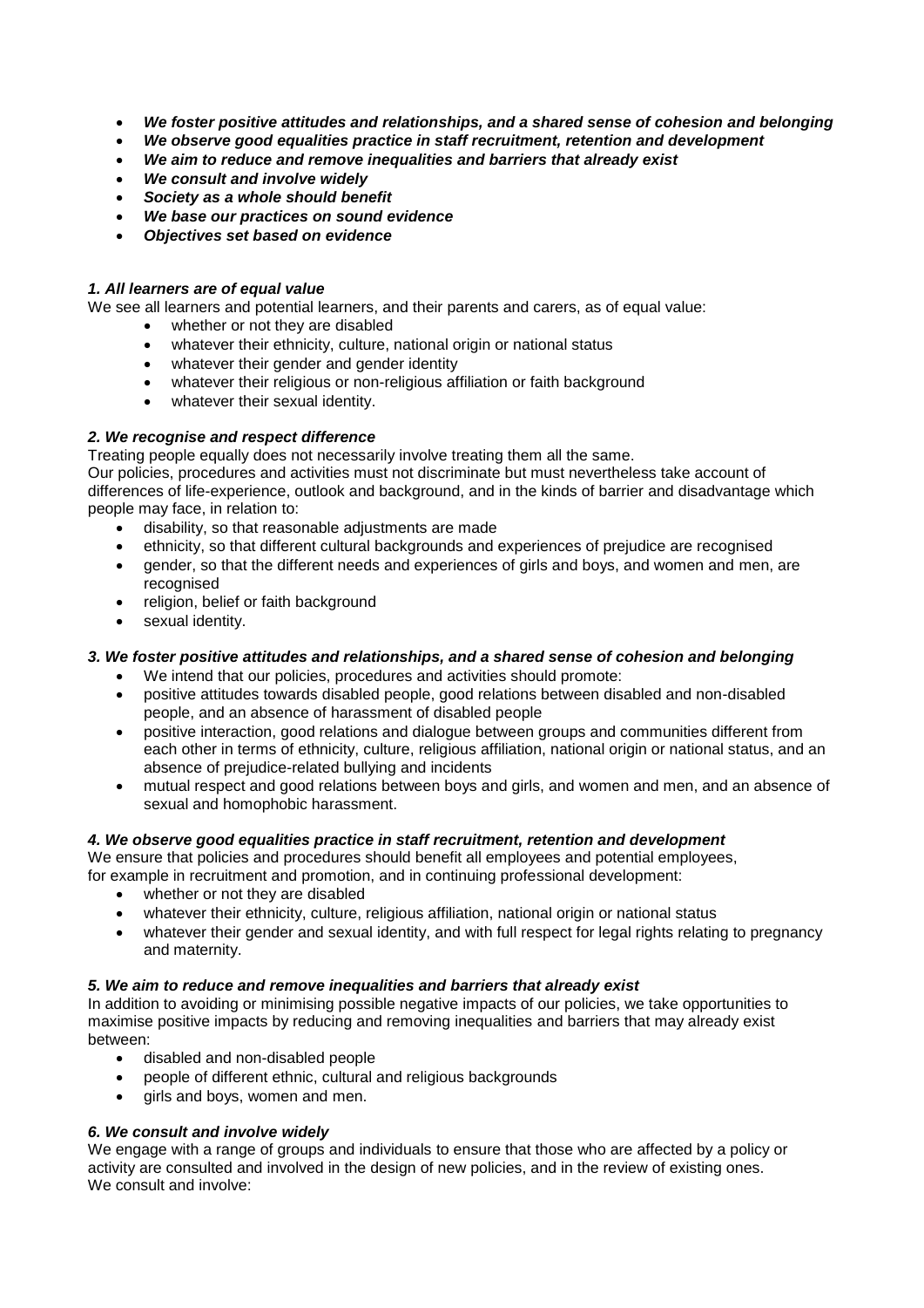- ***We foster positive attitudes and relationships, and a shared sense of cohesion and belonging***
- ***We observe good equalities practice in staff recruitment, retention and development***
- ***We aim to reduce and remove inequalities and barriers that already exist***
- ***We consult and involve widely***
- ***Society as a whole should benefit***
- ***We base our practices on sound evidence***
- ***Objectives set based on evidence***

***1. All learners are of equal value***

We see all learners and potential learners, and their parents and carers, as of equal value:

- whether or not they are disabled
- whatever their ethnicity, culture, national origin or national status
- whatever their gender and gender identity
- whatever their religious or non-religious affiliation or faith background
- whatever their sexual identity.

***2. We recognise and respect difference***

Treating people equally does not necessarily involve treating them all the same.
Our policies, procedures and activities must not discriminate but must nevertheless take account of differences of life-experience, outlook and background, and in the kinds of barrier and disadvantage which people may face, in relation to:

- disability, so that reasonable adjustments are made
- ethnicity, so that different cultural backgrounds and experiences of prejudice are recognised
- gender, so that the different needs and experiences of girls and boys, and women and men, are recognised
- religion, belief or faith background
- sexual identity.

***3. We foster positive attitudes and relationships, and a shared sense of cohesion and belonging***

- We intend that our policies, procedures and activities should promote:
- positive attitudes towards disabled people, good relations between disabled and non-disabled people, and an absence of harassment of disabled people
- positive interaction, good relations and dialogue between groups and communities different from each other in terms of ethnicity, culture, religious affiliation, national origin or national status, and an absence of prejudice-related bullying and incidents
- mutual respect and good relations between boys and girls, and women and men, and an absence of sexual and homophobic harassment.

***4. We observe good equalities practice in staff recruitment, retention and development***

We ensure that policies and procedures should benefit all employees and potential employees, for example in recruitment and promotion, and in continuing professional development:

- whether or not they are disabled
- whatever their ethnicity, culture, religious affiliation, national origin or national status
- whatever their gender and sexual identity, and with full respect for legal rights relating to pregnancy and maternity.

***5. We aim to reduce and remove inequalities and barriers that already exist***

In addition to avoiding or minimising possible negative impacts of our policies, we take opportunities to maximise positive impacts by reducing and removing inequalities and barriers that may already exist between:

- disabled and non-disabled people
- people of different ethnic, cultural and religious backgrounds
- girls and boys, women and men.

***6. We consult and involve widely***

We engage with a range of groups and individuals to ensure that those who are affected by a policy or activity are consulted and involved in the design of new policies, and in the review of existing ones.
We consult and involve: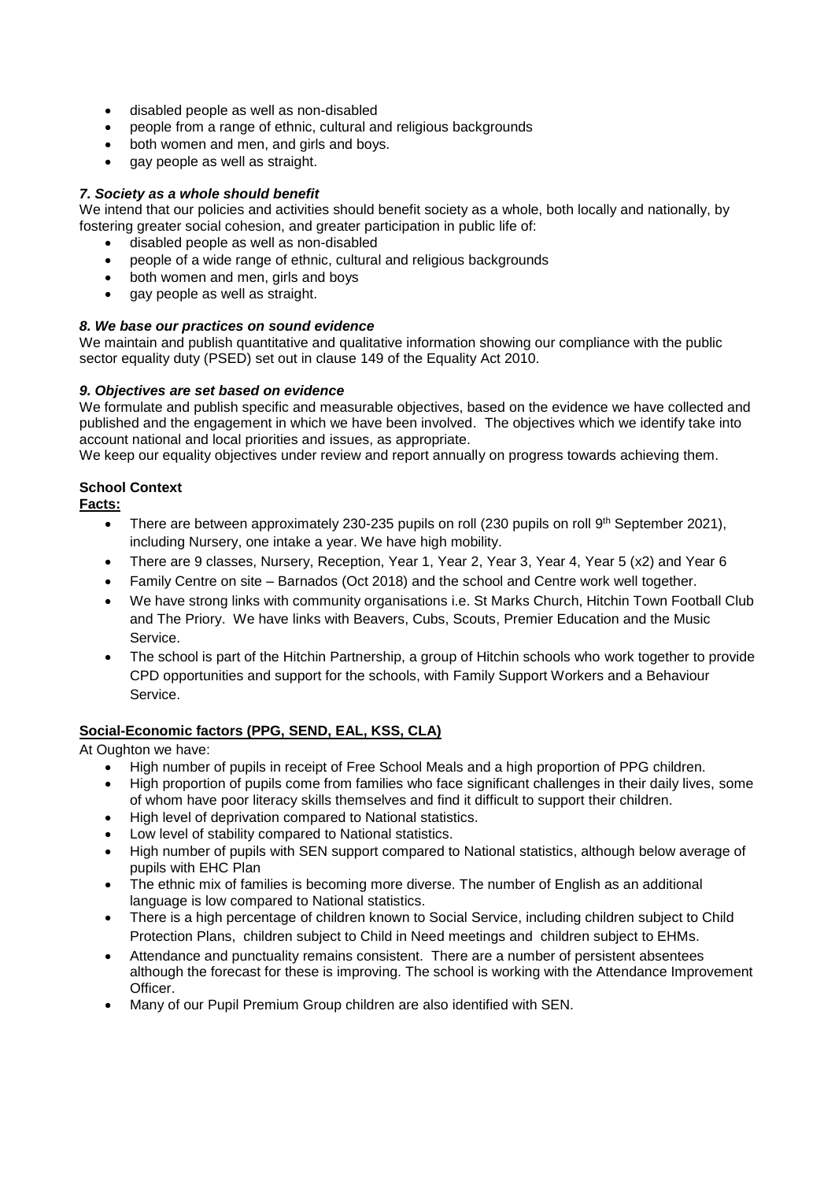- disabled people as well as non-disabled
- people from a range of ethnic, cultural and religious backgrounds
- both women and men, and girls and boys.
- gay people as well as straight.

### *7. Society as a whole should benefit*

We intend that our policies and activities should benefit society as a whole, both locally and nationally, by fostering greater social cohesion, and greater participation in public life of:

- disabled people as well as non-disabled
- people of a wide range of ethnic, cultural and religious backgrounds
- both women and men, girls and boys
- gay people as well as straight.

### *8. We base our practices on sound evidence*

We maintain and publish quantitative and qualitative information showing our compliance with the public sector equality duty (PSED) set out in clause 149 of the Equality Act 2010.

### *9. Objectives are set based on evidence*

We formulate and publish specific and measurable objectives, based on the evidence we have collected and published and the engagement in which we have been involved. The objectives which we identify take into account national and local priorities and issues, as appropriate.

We keep our equality objectives under review and report annually on progress towards achieving them.

## School Context

**Facts:**

- There are between approximately 230-235 pupils on roll (230 pupils on roll 9th September 2021), including Nursery, one intake a year. We have high mobility.
- There are 9 classes, Nursery, Reception, Year 1, Year 2, Year 3, Year 4, Year 5 (x2) and Year 6
- Family Centre on site – Barnados (Oct 2018) and the school and Centre work well together.
- We have strong links with community organisations i.e. St Marks Church, Hitchin Town Football Club and The Priory. We have links with Beavers, Cubs, Scouts, Premier Education and the Music Service.
- The school is part of the Hitchin Partnership, a group of Hitchin schools who work together to provide CPD opportunities and support for the schools, with Family Support Workers and a Behaviour Service.

**Social-Economic factors (PPG, SEND, EAL, KSS, CLA)**

At Oughton we have:

- High number of pupils in receipt of Free School Meals and a high proportion of PPG children.
- High proportion of pupils come from families who face significant challenges in their daily lives, some of whom have poor literacy skills themselves and find it difficult to support their children.
- High level of deprivation compared to National statistics.
- Low level of stability compared to National statistics.
- High number of pupils with SEN support compared to National statistics, although below average of pupils with EHC Plan
- The ethnic mix of families is becoming more diverse. The number of English as an additional language is low compared to National statistics.
- There is a high percentage of children known to Social Service, including children subject to Child Protection Plans, children subject to Child in Need meetings and children subject to EHMs.
- Attendance and punctuality remains consistent. There are a number of persistent absentees although the forecast for these is improving. The school is working with the Attendance Improvement Officer.
- Many of our Pupil Premium Group children are also identified with SEN.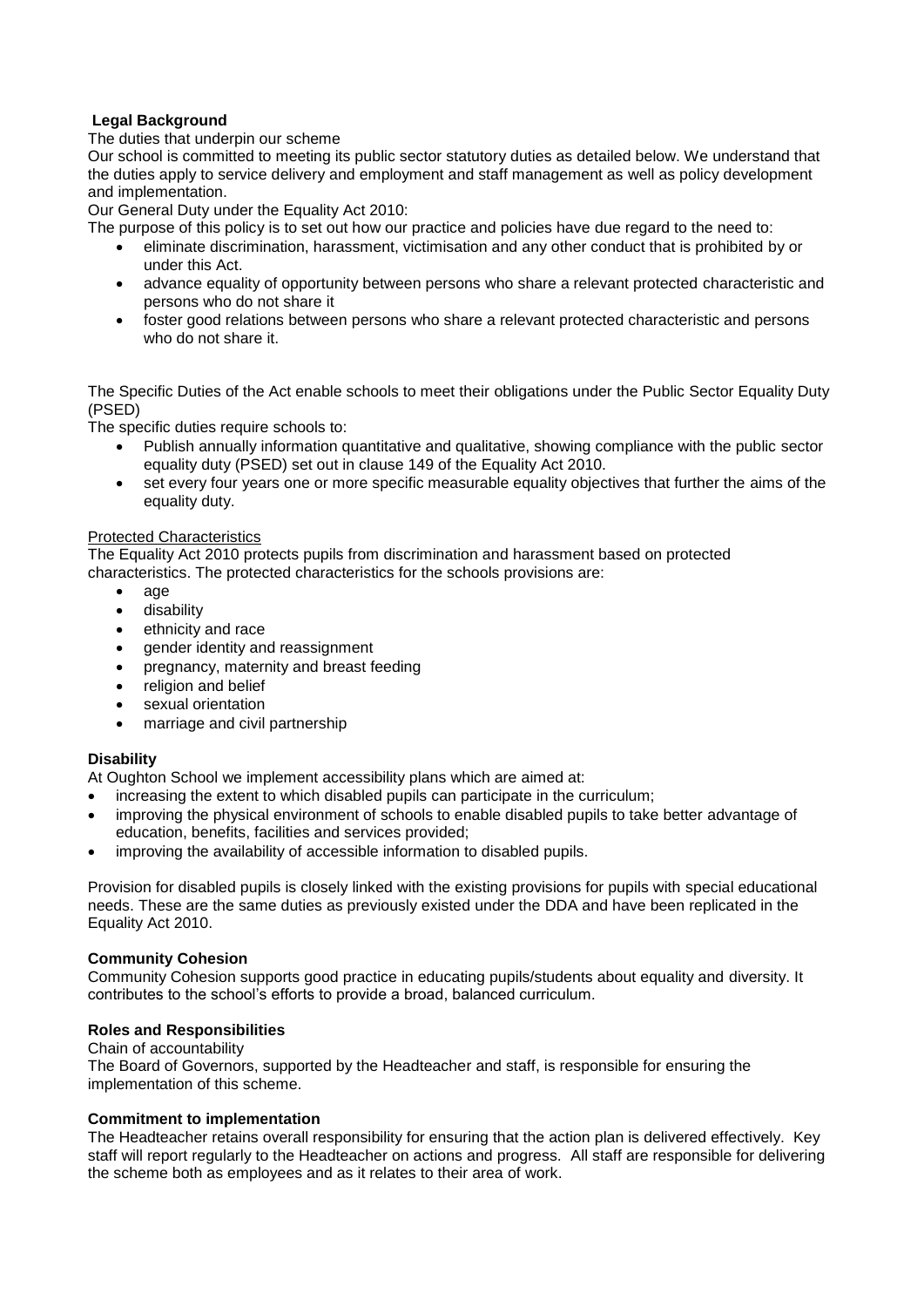**Legal Background**

The duties that underpin our scheme

Our school is committed to meeting its public sector statutory duties as detailed below. We understand that the duties apply to service delivery and employment and staff management as well as policy development and implementation.

Our General Duty under the Equality Act 2010:

The purpose of this policy is to set out how our practice and policies have due regard to the need to:

- eliminate discrimination, harassment, victimisation and any other conduct that is prohibited by or under this Act.
- advance equality of opportunity between persons who share a relevant protected characteristic and persons who do not share it
- foster good relations between persons who share a relevant protected characteristic and persons who do not share it.

The Specific Duties of the Act enable schools to meet their obligations under the Public Sector Equality Duty (PSED)

The specific duties require schools to:

- Publish annually information quantitative and qualitative, showing compliance with the public sector equality duty (PSED) set out in clause 149 of the Equality Act 2010.
- set every four years one or more specific measurable equality objectives that further the aims of the equality duty.

Protected Characteristics

The Equality Act 2010 protects pupils from discrimination and harassment based on protected characteristics. The protected characteristics for the schools provisions are:

- age
- disability
- ethnicity and race
- gender identity and reassignment
- pregnancy, maternity and breast feeding
- religion and belief
- sexual orientation
- marriage and civil partnership

**Disability**

At Oughton School we implement accessibility plans which are aimed at:

- increasing the extent to which disabled pupils can participate in the curriculum;
- improving the physical environment of schools to enable disabled pupils to take better advantage of education, benefits, facilities and services provided;
- improving the availability of accessible information to disabled pupils.

Provision for disabled pupils is closely linked with the existing provisions for pupils with special educational needs. These are the same duties as previously existed under the DDA and have been replicated in the Equality Act 2010.

**Community Cohesion**

Community Cohesion supports good practice in educating pupils/students about equality and diversity. It contributes to the school's efforts to provide a broad, balanced curriculum.

**Roles and Responsibilities**

Chain of accountability

The Board of Governors, supported by the Headteacher and staff, is responsible for ensuring the implementation of this scheme.

**Commitment to implementation**

The Headteacher retains overall responsibility for ensuring that the action plan is delivered effectively. Key staff will report regularly to the Headteacher on actions and progress. All staff are responsible for delivering the scheme both as employees and as it relates to their area of work.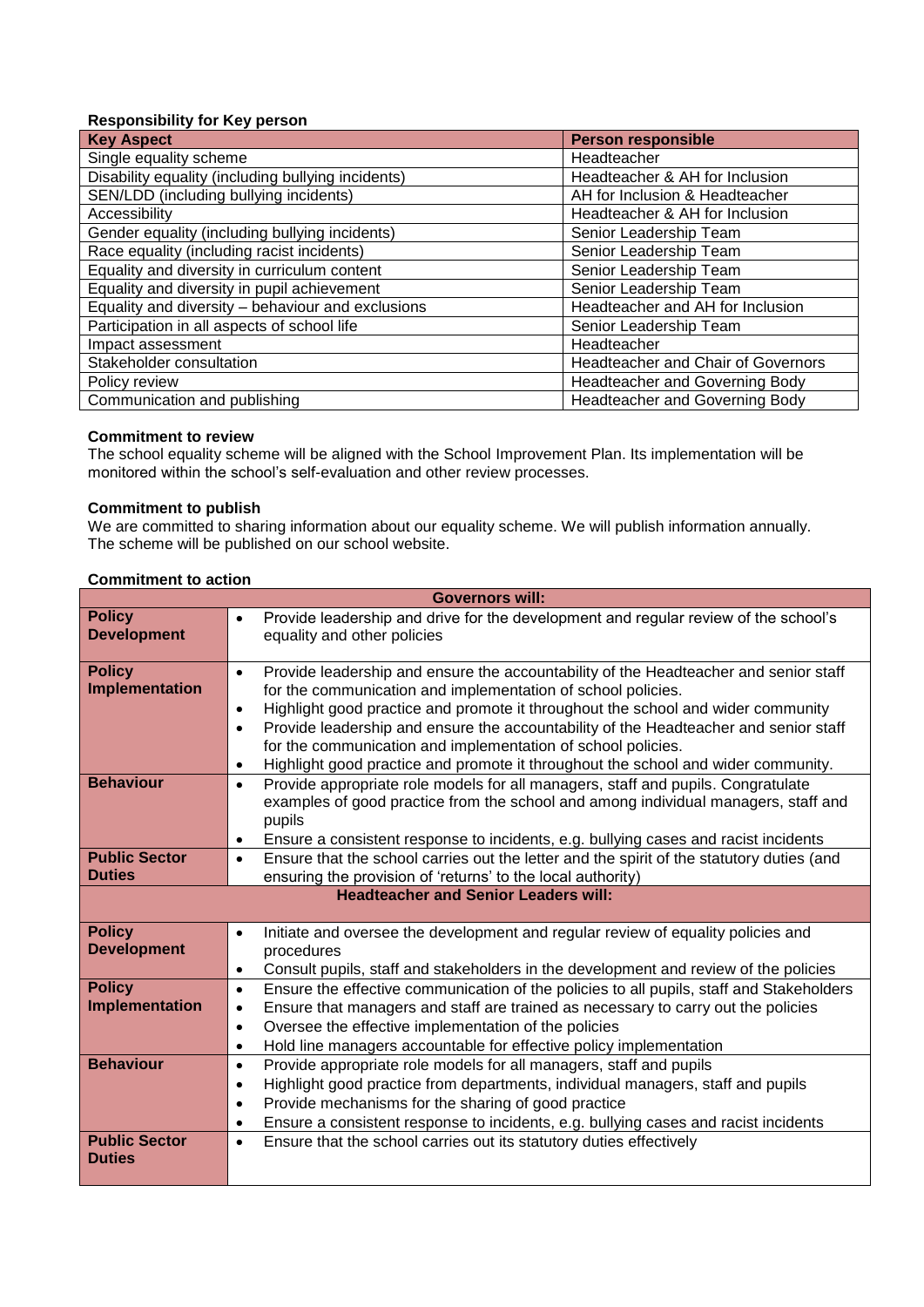**Responsibility for Key person**

| Key Aspect | Person responsible |
| --- | --- |
| Single equality scheme | Headteacher |
| Disability equality (including bullying incidents) | Headteacher & AH for Inclusion |
| SEN/LDD (including bullying incidents) | AH for Inclusion & Headteacher |
| Accessibility | Headteacher & AH for Inclusion |
| Gender equality (including bullying incidents) | Senior Leadership Team |
| Race equality (including racist incidents) | Senior Leadership Team |
| Equality and diversity in curriculum content | Senior Leadership Team |
| Equality and diversity in pupil achievement | Senior Leadership Team |
| Equality and diversity – behaviour and exclusions | Headteacher and AH for Inclusion |
| Participation in all aspects of school life | Senior Leadership Team |
| Impact assessment | Headteacher |
| Stakeholder consultation | Headteacher and Chair of Governors |
| Policy review | Headteacher and Governing Body |
| Communication and publishing | Headteacher and Governing Body |

**Commitment to review**

The school equality scheme will be aligned with the School Improvement Plan. Its implementation will be monitored within the school's self-evaluation and other review processes.

**Commitment to publish**

We are committed to sharing information about our equality scheme. We will publish information annually. The scheme will be published on our school website.

**Commitment to action**

| **Governors will:** | |
| --- | --- |
| **Policy Development** | • Provide leadership and drive for the development and regular review of the school's equality and other policies |
| **Policy Implementation** | • Provide leadership and ensure the accountability of the Headteacher and senior staff for the communication and implementation of school policies.<br>• Highlight good practice and promote it throughout the school and wider community<br>• Provide leadership and ensure the accountability of the Headteacher and senior staff for the communication and implementation of school policies.<br>• Highlight good practice and promote it throughout the school and wider community. |
| **Behaviour** | • Provide appropriate role models for all managers, staff and pupils. Congratulate examples of good practice from the school and among individual managers, staff and pupils<br>• Ensure a consistent response to incidents, e.g. bullying cases and racist incidents |
| **Public Sector Duties** | • Ensure that the school carries out the letter and the spirit of the statutory duties (and ensuring the provision of 'returns' to the local authority) |
| **Headteacher and Senior Leaders will:** | |
| **Policy Development** | • Initiate and oversee the development and regular review of equality policies and procedures<br>• Consult pupils, staff and stakeholders in the development and review of the policies |
| **Policy Implementation** | • Ensure the effective communication of the policies to all pupils, staff and Stakeholders<br>• Ensure that managers and staff are trained as necessary to carry out the policies<br>• Oversee the effective implementation of the policies<br>• Hold line managers accountable for effective policy implementation |
| **Behaviour** | • Provide appropriate role models for all managers, staff and pupils<br>• Highlight good practice from departments, individual managers, staff and pupils<br>• Provide mechanisms for the sharing of good practice<br>• Ensure a consistent response to incidents, e.g. bullying cases and racist incidents |
| **Public Sector Duties** | • Ensure that the school carries out its statutory duties effectively |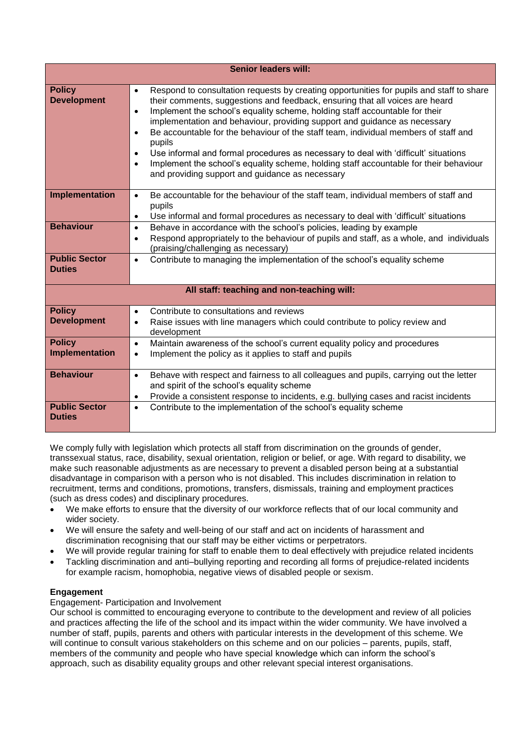| Senior leaders will: | |
| --- | --- |
| **Policy Development** | • Respond to consultation requests by creating opportunities for pupils and staff to share their comments, suggestions and feedback, ensuring that all voices are heard<br>• Implement the school's equality scheme, holding staff accountable for their implementation and behaviour, providing support and guidance as necessary<br>• Be accountable for the behaviour of the staff team, individual members of staff and pupils<br>• Use informal and formal procedures as necessary to deal with 'difficult' situations<br>• Implement the school's equality scheme, holding staff accountable for their behaviour and providing support and guidance as necessary |
| **Implementation** | • Be accountable for the behaviour of the staff team, individual members of staff and pupils<br>• Use informal and formal procedures as necessary to deal with 'difficult' situations |
| **Behaviour** | • Behave in accordance with the school's policies, leading by example<br>• Respond appropriately to the behaviour of pupils and staff, as a whole, and individuals (praising/challenging as necessary) |
| **Public Sector Duties** | • Contribute to managing the implementation of the school's equality scheme |
| **All staff: teaching and non-teaching will:** | |
| **Policy Development** | • Contribute to consultations and reviews<br>• Raise issues with line managers which could contribute to policy review and development |
| **Policy Implementation** | • Maintain awareness of the school's current equality policy and procedures<br>• Implement the policy as it applies to staff and pupils |
| **Behaviour** | • Behave with respect and fairness to all colleagues and pupils, carrying out the letter and spirit of the school's equality scheme<br>• Provide a consistent response to incidents, e.g. bullying cases and racist incidents |
| **Public Sector Duties** | • Contribute to the implementation of the school's equality scheme |

We comply fully with legislation which protects all staff from discrimination on the grounds of gender, transsexual status, race, disability, sexual orientation, religion or belief, or age. With regard to disability, we make such reasonable adjustments as are necessary to prevent a disabled person being at a substantial disadvantage in comparison with a person who is not disabled. This includes discrimination in relation to recruitment, terms and conditions, promotions, transfers, dismissals, training and employment practices (such as dress codes) and disciplinary procedures.

- We make efforts to ensure that the diversity of our workforce reflects that of our local community and wider society.
- We will ensure the safety and well-being of our staff and act on incidents of harassment and discrimination recognising that our staff may be either victims or perpetrators.
- We will provide regular training for staff to enable them to deal effectively with prejudice related incidents
- Tackling discrimination and anti–bullying reporting and recording all forms of prejudice-related incidents for example racism, homophobia, negative views of disabled people or sexism.

**Engagement**

Engagement- Participation and Involvement

Our school is committed to encouraging everyone to contribute to the development and review of all policies and practices affecting the life of the school and its impact within the wider community. We have involved a number of staff, pupils, parents and others with particular interests in the development of this scheme. We will continue to consult various stakeholders on this scheme and on our policies – parents, pupils, staff, members of the community and people who have special knowledge which can inform the school's approach, such as disability equality groups and other relevant special interest organisations.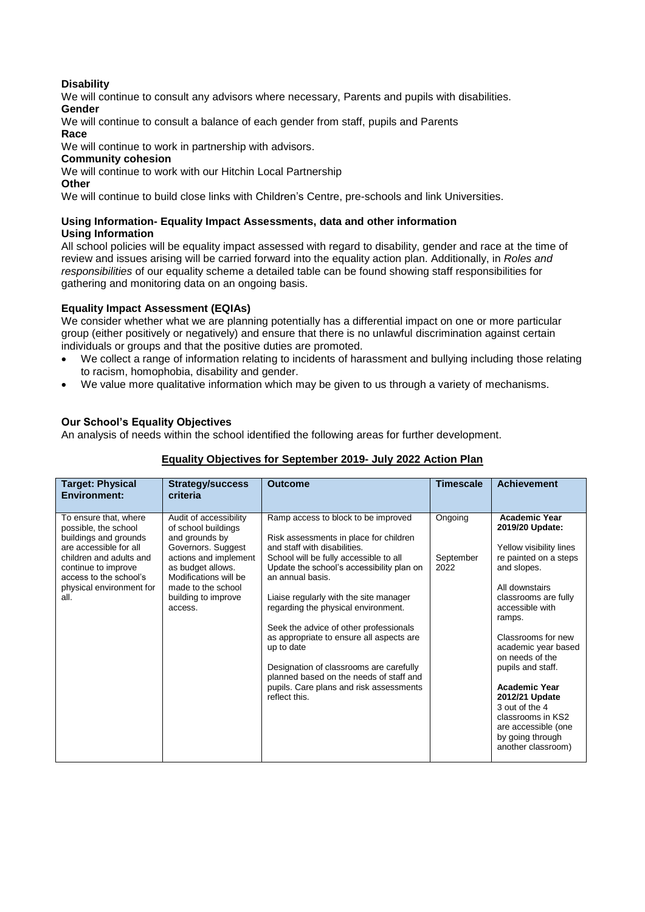**Disability**

We will continue to consult any advisors where necessary, Parents and pupils with disabilities.

**Gender**

We will continue to consult a balance of each gender from staff, pupils and Parents

**Race**

We will continue to work in partnership with advisors.

**Community cohesion**

We will continue to work with our Hitchin Local Partnership

**Other**

We will continue to build close links with Children's Centre, pre-schools and link Universities.

**Using Information- Equality Impact Assessments, data and other information**

**Using Information**

All school policies will be equality impact assessed with regard to disability, gender and race at the time of review and issues arising will be carried forward into the equality action plan. Additionally, in *Roles and responsibilities* of our equality scheme a detailed table can be found showing staff responsibilities for gathering and monitoring data on an ongoing basis.

**Equality Impact Assessment (EQIAs)**

We consider whether what we are planning potentially has a differential impact on one or more particular group (either positively or negatively) and ensure that there is no unlawful discrimination against certain individuals or groups and that the positive duties are promoted.

- We collect a range of information relating to incidents of harassment and bullying including those relating to racism, homophobia, disability and gender.
- We value more qualitative information which may be given to us through a variety of mechanisms.

**Our School's Equality Objectives**

An analysis of needs within the school identified the following areas for further development.

**Equality Objectives for September 2019- July 2022 Action Plan**

| Target: Physical Environment: | Strategy/success criteria | Outcome | Timescale | Achievement |
|---|---|---|---|---|
| To ensure that, where possible, the school buildings and grounds are accessible for all children and adults and continue to improve access to the school's physical environment for all. | Audit of accessibility of school buildings and grounds by Governors. Suggest actions and implement as budget allows. Modifications will be made to the school building to improve access. | Ramp access to block to be improved<br><br>Risk assessments in place for children and staff with disabilities.<br>School will be fully accessible to all<br>Update the school's accessibility plan on an annual basis.<br><br>Liaise regularly with the site manager regarding the physical environment.<br><br>Seek the advice of other professionals as appropriate to ensure all aspects are up to date<br><br>Designation of classrooms are carefully planned based on the needs of staff and pupils. Care plans and risk assessments reflect this. | Ongoing<br><br><br>September 2022 | **Academic Year 2019/20 Update:**<br><br>Yellow visibility lines re painted on a steps and slopes.<br><br>All downstairs classrooms are fully accessible with ramps.<br><br>Classrooms for new academic year based on needs of the pupils and staff.<br><br>**Academic Year 2012/21 Update**<br>3 out of the 4 classrooms in KS2 are accessible (one by going through another classroom) |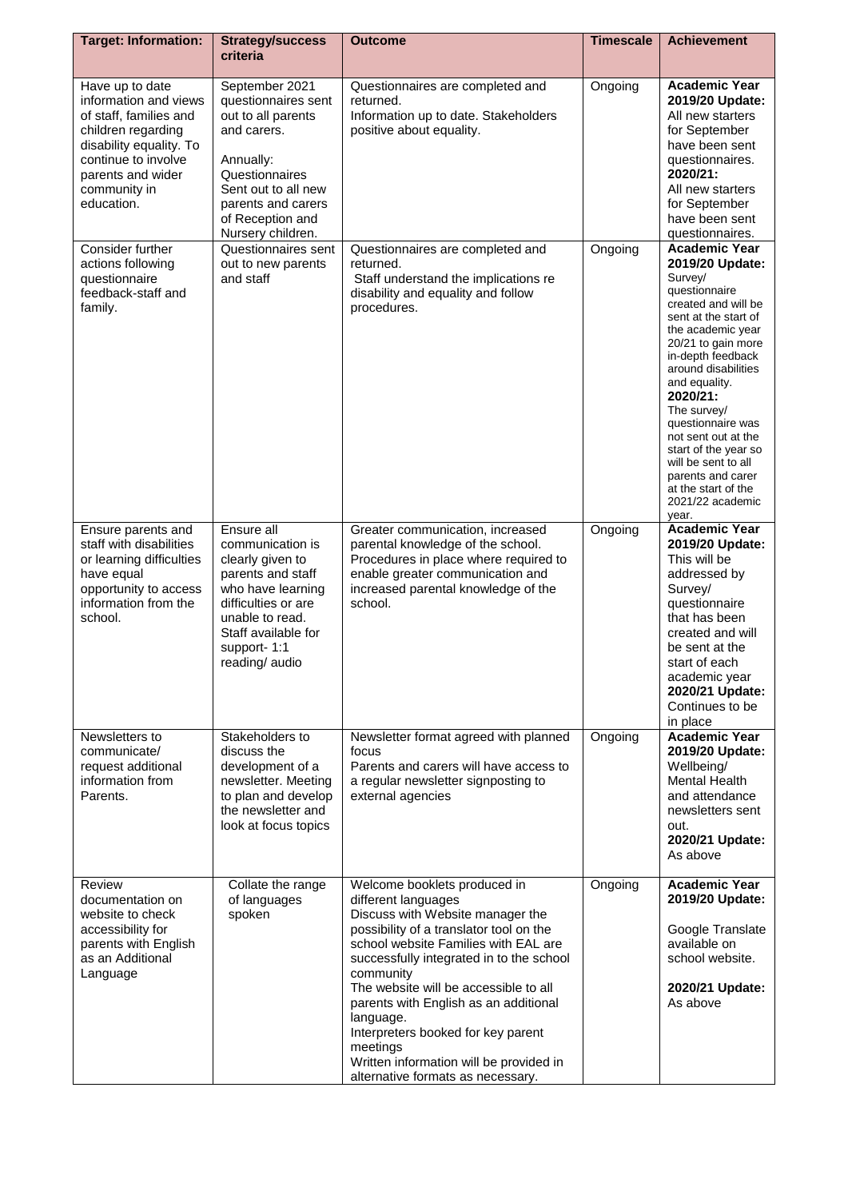| Target: Information: | Strategy/success criteria | Outcome | Timescale | Achievement |
|---|---|---|---|---|
| Have up to date information and views of staff, families and children regarding disability equality. To continue to involve parents and wider community in education. | September 2021 questionnaires sent out to all parents and carers.<br><br>Annually:<br>Questionnaires Sent out to all new parents and carers of Reception and Nursery children. | Questionnaires are completed and returned.<br>Information up to date. Stakeholders positive about equality. | Ongoing | **Academic Year 2019/20 Update:**<br>All new starters for September have been sent questionnaires.<br>**2020/21:**<br>All new starters for September have been sent questionnaires. |
| Consider further actions following questionnaire feedback-staff and family. | Questionnaires sent out to new parents and staff | Questionnaires are completed and returned.<br>Staff understand the implications re disability and equality and follow procedures. | Ongoing | **Academic Year 2019/20 Update:**<br>Survey/ questionnaire created and will be sent at the start of the academic year 20/21 to gain more in-depth feedback around disabilities and equality.<br>**2020/21:**<br>The survey/ questionnaire was not sent out at the start of the year so will be sent to all parents and carer at the start of the 2021/22 academic year. |
| Ensure parents and staff with disabilities or learning difficulties have equal opportunity to access information from the school. | Ensure all communication is clearly given to parents and staff who have learning difficulties or are unable to read. Staff available for support- 1:1 reading/ audio | Greater communication, increased parental knowledge of the school. Procedures in place where required to enable greater communication and increased parental knowledge of the school. | Ongoing | **Academic Year 2019/20 Update:**<br>This will be addressed by Survey/ questionnaire that has been created and will be sent at the start of each academic year<br>**2020/21 Update:**<br>Continues to be in place |
| Newsletters to communicate/ request additional information from Parents. | Stakeholders to discuss the development of a newsletter. Meeting to plan and develop the newsletter and look at focus topics | Newsletter format agreed with planned focus<br>Parents and carers will have access to a regular newsletter signposting to external agencies | Ongoing | **Academic Year 2019/20 Update:**<br>Wellbeing/ Mental Health and attendance newsletters sent out.<br>**2020/21 Update:**<br>As above |
| Review documentation on website to check accessibility for parents with English as an Additional Language | Collate the range of languages spoken | Welcome booklets produced in different languages<br>Discuss with Website manager the possibility of a translator tool on the school website Families with EAL are successfully integrated in to the school community<br>The website will be accessible to all parents with English as an additional language.<br>Interpreters booked for key parent meetings<br>Written information will be provided in alternative formats as necessary. | Ongoing | **Academic Year 2019/20 Update:**<br><br>Google Translate available on school website.<br><br>**2020/21 Update:**<br>As above |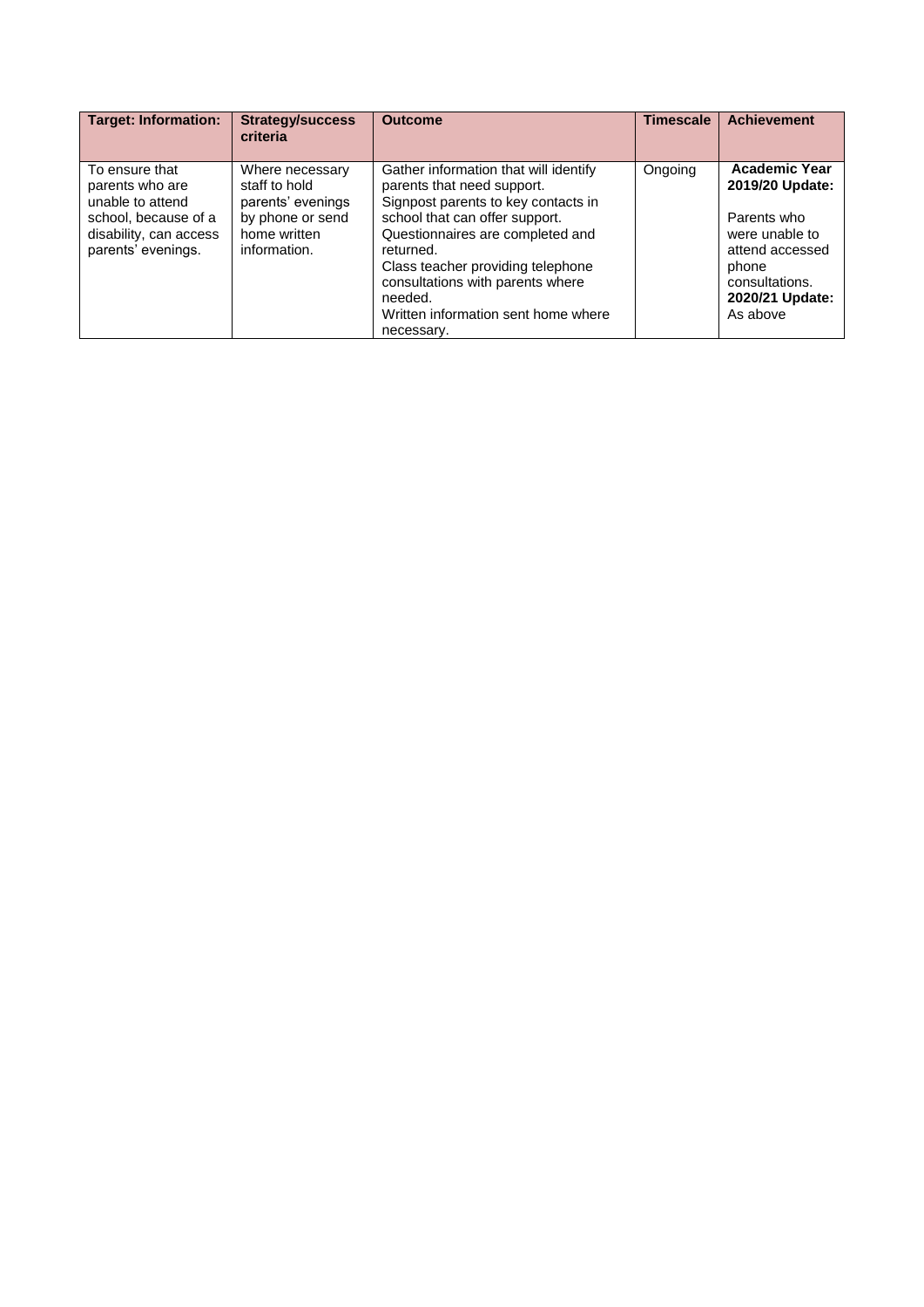| Target: Information: | Strategy/success criteria | Outcome | Timescale | Achievement |
|---|---|---|---|---|
| To ensure that parents who are unable to attend school, because of a disability, can access parents' evenings. | Where necessary staff to hold parents' evenings by phone or send home written information. | Gather information that will identify parents that need support.<br>Signpost parents to key contacts in school that can offer support.<br>Questionnaires are completed and returned.<br>Class teacher providing telephone consultations with parents where needed.<br>Written information sent home where necessary. | Ongoing | **Academic Year 2019/20 Update:**<br><br>Parents who were unable to attend accessed phone consultations.<br>**2020/21 Update:** As above |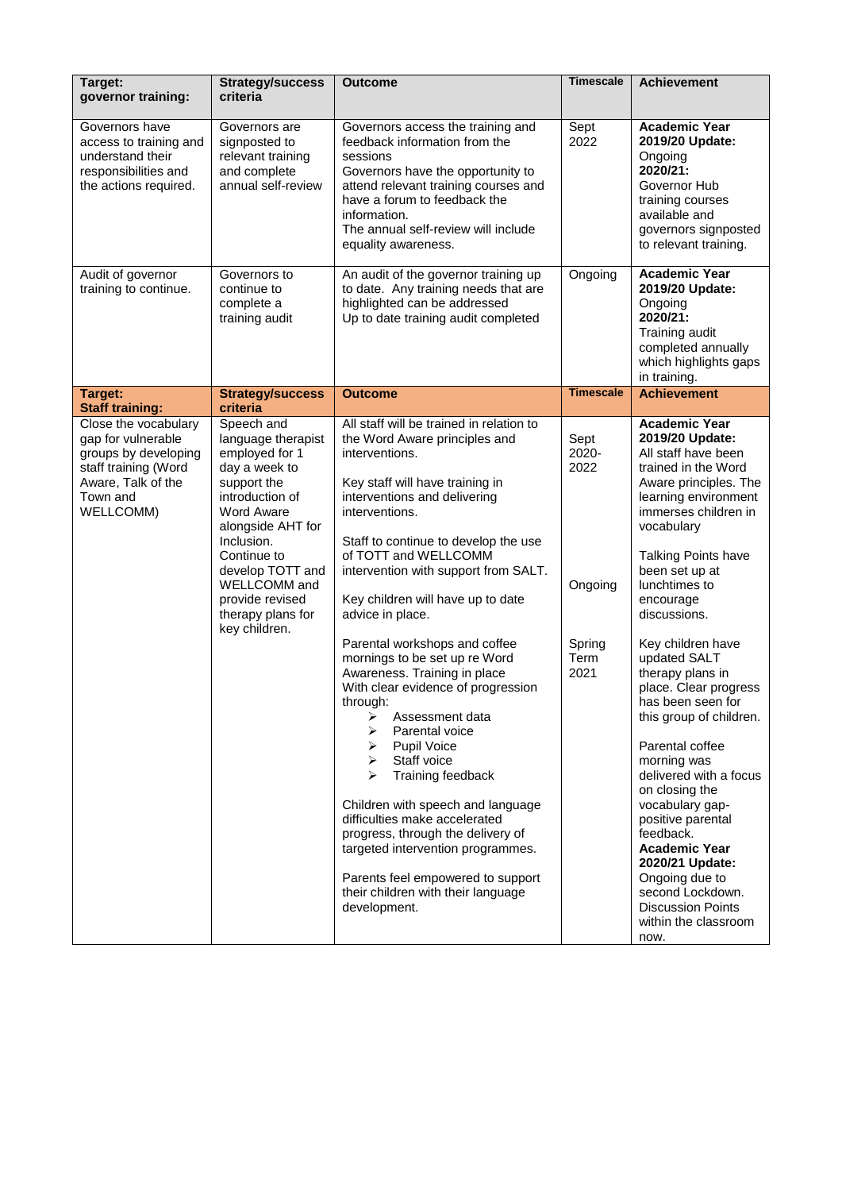| **Target: governor training:** | **Strategy/success criteria** | **Outcome** | **Timescale** | **Achievement** |
|---|---|---|---|---|
| Governors have access to training and understand their responsibilities and the actions required. | Governors are signposted to relevant training and complete annual self-review | Governors access the training and feedback information from the sessions<br>Governors have the opportunity to attend relevant training courses and have a forum to feedback the information.<br>The annual self-review will include equality awareness. | Sept 2022 | **Academic Year 2019/20 Update:** Ongoing<br>**2020/21:** Governor Hub training courses available and governors signposted to relevant training. |
| Audit of governor training to continue. | Governors to continue to complete a training audit | An audit of the governor training up to date. Any training needs that are highlighted can be addressed<br>Up to date training audit completed | Ongoing | **Academic Year 2019/20 Update:** Ongoing<br>**2020/21:** Training audit completed annually which highlights gaps in training. |
| **Target: Staff training:** | **Strategy/success criteria** | **Outcome** | **Timescale** | **Achievement** |
| Close the vocabulary gap for vulnerable groups by developing staff training (Word Aware, Talk of the Town and WELLCOMM) | Speech and language therapist employed for 1 day a week to support the introduction of Word Aware alongside AHT for Inclusion.<br>Continue to develop TOTT and WELLCOMM and provide revised therapy plans for key children. | All staff will be trained in relation to the Word Aware principles and interventions.<br><br>Key staff will have training in interventions and delivering interventions.<br><br>Staff to continue to develop the use of TOTT and WELLCOMM intervention with support from SALT.<br><br>Key children will have up to date advice in place.<br><br>Parental workshops and coffee mornings to be set up re Word Awareness. Training in place<br>With clear evidence of progression through:<br>➢ Assessment data<br>➢ Parental voice<br>➢ Pupil Voice<br>➢ Staff voice<br>➢ Training feedback<br><br>Children with speech and language difficulties make accelerated progress, through the delivery of targeted intervention programmes.<br><br>Parents feel empowered to support their children with their language development. | Sept 2020-2022<br><br>Ongoing<br><br>Spring Term 2021 | **Academic Year 2019/20 Update:** All staff have been trained in the Word Aware principles. The learning environment immerses children in vocabulary<br><br>Talking Points have been set up at lunchtimes to encourage discussions.<br><br>Key children have updated SALT therapy plans in place. Clear progress has been seen for this group of children.<br><br>Parental coffee morning was delivered with a focus on closing the vocabulary gap- positive parental feedback.<br>**Academic Year 2020/21 Update:** Ongoing due to second Lockdown. Discussion Points within the classroom now. |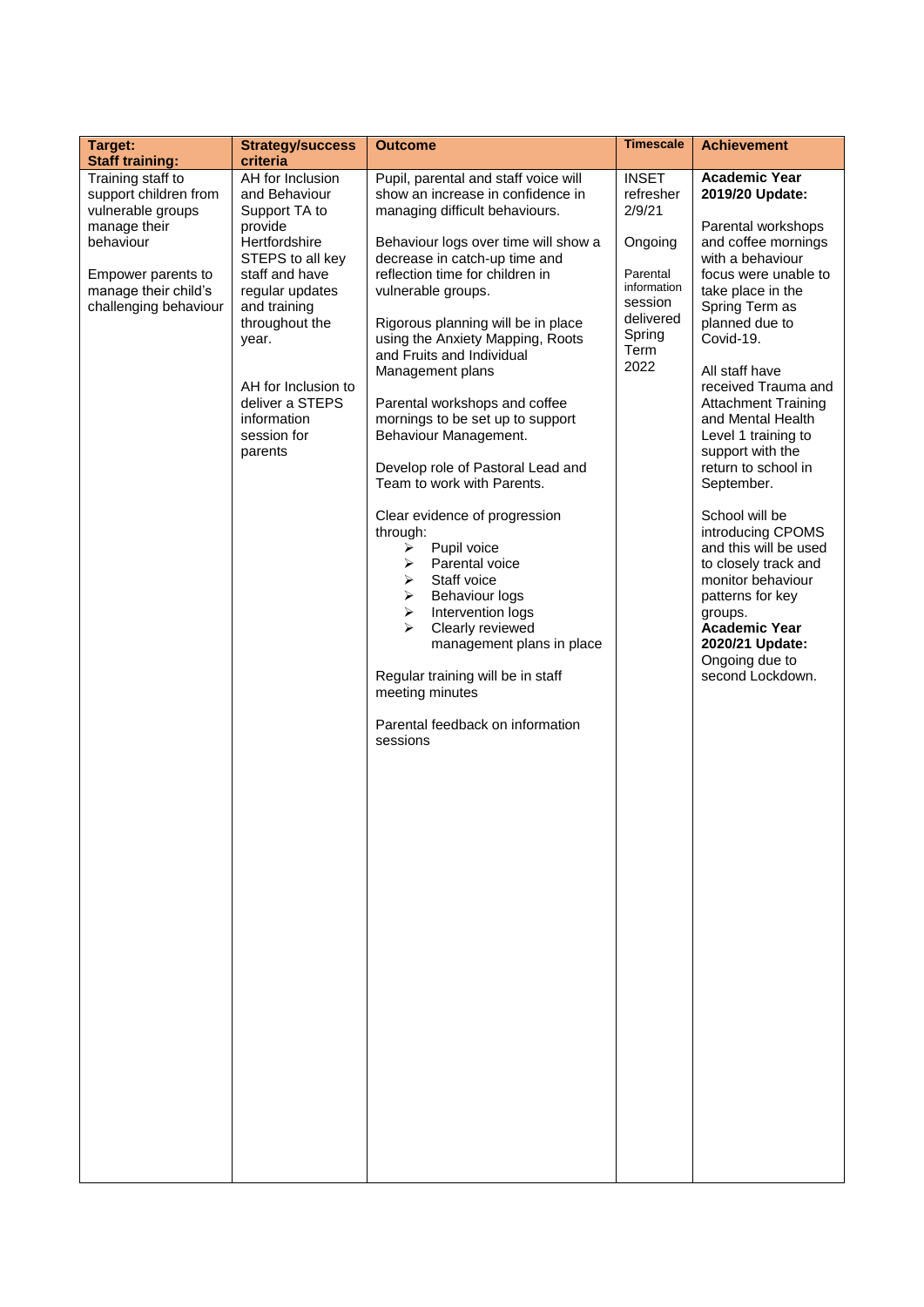| Target: Staff training: | Strategy/success criteria | Outcome | Timescale | Achievement |
|---|---|---|---|---|
| Training staff to support children from vulnerable groups manage their behaviour<br><br>Empower parents to manage their child's challenging behaviour | AH for Inclusion and Behaviour Support TA to provide Hertfordshire STEPS to all key staff and have regular updates and training throughout the year.<br><br>AH for Inclusion to deliver a STEPS information session for parents | Pupil, parental and staff voice will show an increase in confidence in managing difficult behaviours.<br><br>Behaviour logs over time will show a decrease in catch-up time and reflection time for children in vulnerable groups.<br><br>Rigorous planning will be in place using the Anxiety Mapping, Roots and Fruits and Individual Management plans<br><br>Parental workshops and coffee mornings to be set up to support Behaviour Management.<br><br>Develop role of Pastoral Lead and Team to work with Parents.<br><br>Clear evidence of progression through:<br>➢ Pupil voice<br>➢ Parental voice<br>➢ Staff voice<br>➢ Behaviour logs<br>➢ Intervention logs<br>➢ Clearly reviewed management plans in place<br><br>Regular training will be in staff meeting minutes<br><br>Parental feedback on information sessions | INSET refresher 2/9/21<br><br>Ongoing<br><br>Parental information session delivered Spring Term 2022 | **Academic Year 2019/20 Update:**<br><br>Parental workshops and coffee mornings with a behaviour focus were unable to take place in the Spring Term as planned due to Covid-19.<br><br>All staff have received Trauma and Attachment Training and Mental Health Level 1 training to support with the return to school in September.<br><br>School will be introducing CPOMS and this will be used to closely track and monitor behaviour patterns for key groups.<br>**Academic Year 2020/21 Update:**<br>Ongoing due to second Lockdown. |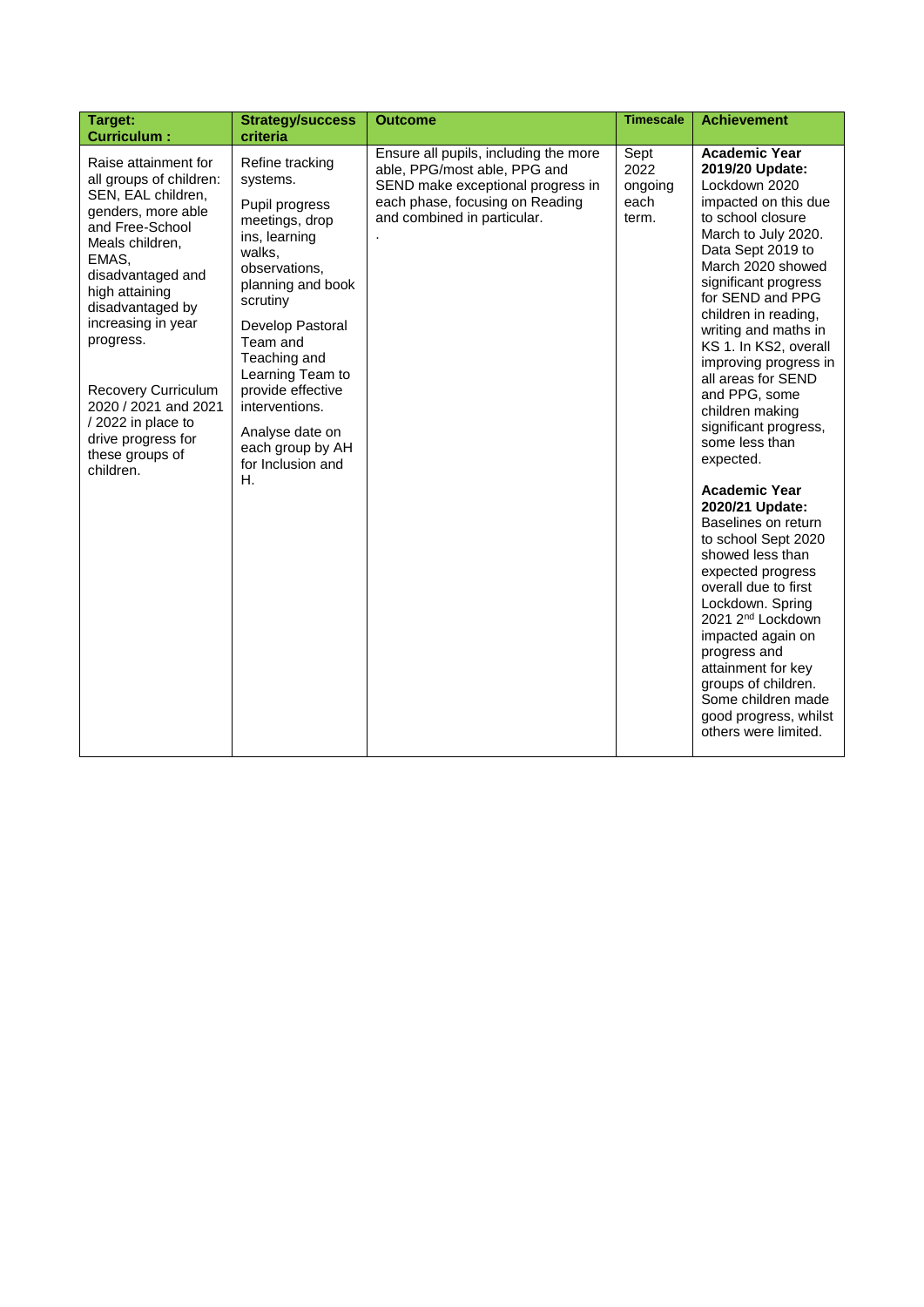| Target: Curriculum : | Strategy/success criteria | Outcome | Timescale | Achievement |
|---|---|---|---|---|
| Raise attainment for all groups of children: SEN, EAL children, genders, more able and Free-School Meals children, EMAS, disadvantaged and high attaining disadvantaged by increasing in year progress.<br><br>Recovery Curriculum 2020 / 2021 and 2021 / 2022 in place to drive progress for these groups of children. | Refine tracking systems.<br><br>Pupil progress meetings, drop ins, learning walks, observations, planning and book scrutiny<br><br>Develop Pastoral Team and Teaching and Learning Team to provide effective interventions.<br><br>Analyse date on each group by AH for Inclusion and H. | Ensure all pupils, including the more able, PPG/most able, PPG and SEND make exceptional progress in each phase, focusing on Reading and combined in particular.<br>. | Sept 2022 ongoing each term. | **Academic Year 2019/20 Update:** Lockdown 2020 impacted on this due to school closure March to July 2020. Data Sept 2019 to March 2020 showed significant progress for SEND and PPG children in reading, writing and maths in KS 1. In KS2, overall improving progress in all areas for SEND and PPG, some children making significant progress, some less than expected.<br><br>**Academic Year 2020/21 Update:** Baselines on return to school Sept 2020 showed less than expected progress overall due to first Lockdown. Spring 2021 2nd Lockdown impacted again on progress and attainment for key groups of children. Some children made good progress, whilst others were limited. |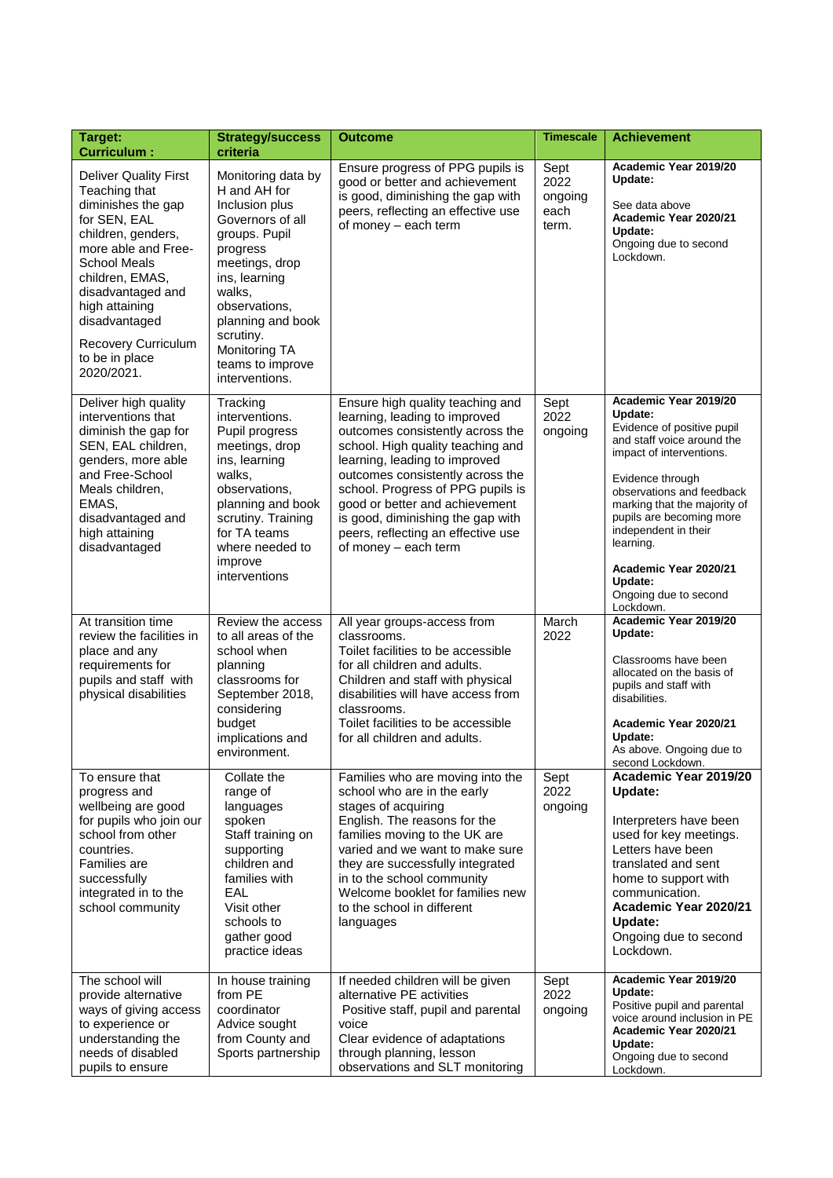| Target: Curriculum : | Strategy/success criteria | Outcome | Timescale | Achievement |
|---|---|---|---|---|
| Deliver Quality First Teaching that diminishes the gap for SEN, EAL children, genders, more able and Free-School Meals children, EMAS, disadvantaged and high attaining disadvantaged<br><br>Recovery Curriculum to be in place 2020/2021. | Monitoring data by H and AH for Inclusion plus Governors of all groups. Pupil progress meetings, drop ins, learning walks, observations, planning and book scrutiny. Monitoring TA teams to improve interventions. | Ensure progress of PPG pupils is good or better and achievement is good, diminishing the gap with peers, reflecting an effective use of money – each term | Sept 2022 ongoing each term. | **Academic Year 2019/20 Update:**<br>See data above<br>**Academic Year 2020/21 Update:**<br>Ongoing due to second Lockdown. |
| Deliver high quality interventions that diminish the gap for SEN, EAL children, genders, more able and Free-School Meals children, EMAS, disadvantaged and high attaining disadvantaged | Tracking interventions. Pupil progress meetings, drop ins, learning walks, observations, planning and book scrutiny. Training for TA teams where needed to improve interventions | Ensure high quality teaching and learning, leading to improved outcomes consistently across the school. High quality teaching and learning, leading to improved outcomes consistently across the school. Progress of PPG pupils is good or better and achievement is good, diminishing the gap with peers, reflecting an effective use of money – each term | Sept 2022 ongoing | **Academic Year 2019/20 Update:**<br>Evidence of positive pupil and staff voice around the impact of interventions.<br><br>Evidence through observations and feedback marking that the majority of pupils are becoming more independent in their learning.<br><br>**Academic Year 2020/21 Update:**<br>Ongoing due to second Lockdown. |
| At transition time review the facilities in place and any requirements for pupils and staff with physical disabilities | Review the access to all areas of the school when planning classrooms for September 2018, considering budget implications and environment. | All year groups-access from classrooms.<br>Toilet facilities to be accessible for all children and adults.<br>Children and staff with physical disabilities will have access from classrooms.<br>Toilet facilities to be accessible for all children and adults. | March 2022 | **Academic Year 2019/20 Update:**<br><br>Classrooms have been allocated on the basis of pupils and staff with disabilities.<br><br>**Academic Year 2020/21 Update:**<br>As above. Ongoing due to second Lockdown. |
| To ensure that progress and wellbeing are good for pupils who join our school from other countries.<br>Families are successfully integrated in to the school community | Collate the range of languages spoken<br>Staff training on supporting children and families with EAL<br>Visit other schools to gather good practice ideas | Families who are moving into the school who are in the early stages of acquiring English. The reasons for the families moving to the UK are varied and we want to make sure they are successfully integrated in to the school community<br>Welcome booklet for families new to the school in different languages | Sept 2022 ongoing | **Academic Year 2019/20 Update:**<br><br>Interpreters have been used for key meetings. Letters have been translated and sent home to support with communication.<br>**Academic Year 2020/21 Update:**<br>Ongoing due to second Lockdown. |
| The school will provide alternative ways of giving access to experience or understanding the needs of disabled pupils to ensure | In house training from PE coordinator<br>Advice sought from County and Sports partnership | If needed children will be given alternative PE activities<br>Positive staff, pupil and parental voice<br>Clear evidence of adaptations through planning, lesson observations and SLT monitoring | Sept 2022 ongoing | **Academic Year 2019/20 Update:**<br>Positive pupil and parental voice around inclusion in PE<br>**Academic Year 2020/21 Update:**<br>Ongoing due to second Lockdown. |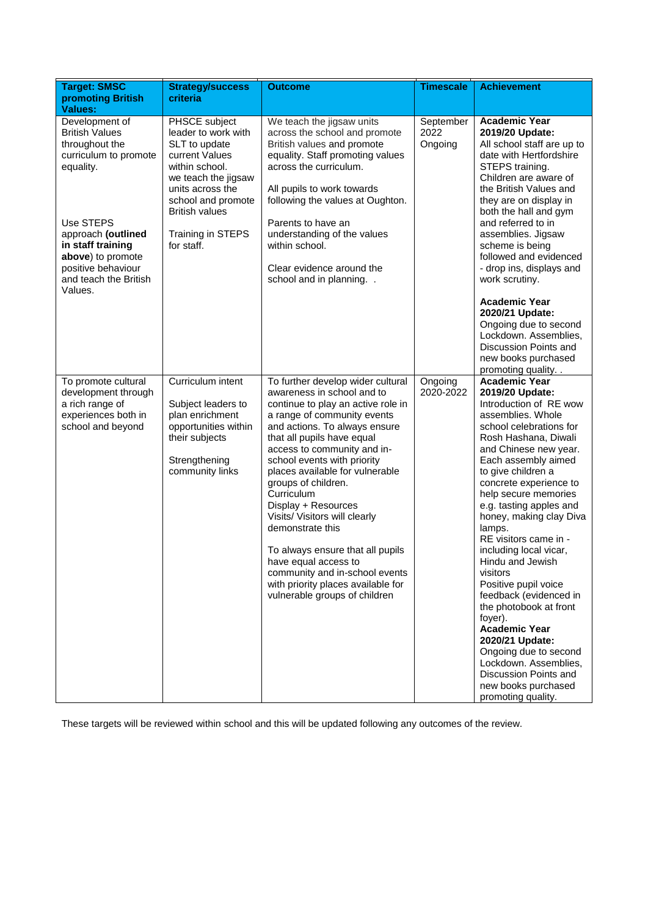| **Target: SMSC promoting British Values:** | **Strategy/success criteria** | **Outcome** | **Timescale** | **Achievement** |
|---|---|---|---|---|
| Development of British Values throughout the curriculum to promote equality.<br><br>Use STEPS approach **(outlined in staff training above**) to promote positive behaviour and teach the British Values. | PHSCE subject leader to work with SLT to update current Values within school. we teach the jigsaw units across the school and promote British values<br><br>Training in STEPS for staff. | We teach the jigsaw units across the school and promote British values and promote equality. Staff promoting values across the curriculum.<br><br>All pupils to work towards following the values at Oughton.<br><br>Parents to have an understanding of the values within school.<br><br>Clear evidence around the school and in planning. . | September 2022 Ongoing | **Academic Year 2019/20 Update:** All school staff are up to date with Hertfordshire STEPS training. Children are aware of the British Values and they are on display in both the hall and gym and referred to in assemblies. Jigsaw scheme is being followed and evidenced - drop ins, displays and work scrutiny.<br><br>**Academic Year 2020/21 Update:** Ongoing due to second Lockdown. Assemblies, Discussion Points and new books purchased promoting quality. . |
| To promote cultural development through a rich range of experiences both in school and beyond | Curriculum intent<br><br>Subject leaders to plan enrichment opportunities within their subjects<br><br>Strengthening community links | To further develop wider cultural awareness in school and to continue to play an active role in a range of community events and actions. To always ensure that all pupils have equal access to community and in-school events with priority places available for vulnerable groups of children.<br>Curriculum<br>Display + Resources<br>Visits/ Visitors will clearly demonstrate this<br><br>To always ensure that all pupils have equal access to community and in-school events with priority places available for vulnerable groups of children | Ongoing 2020-2022 | **Academic Year 2019/20 Update:** Introduction of RE wow assemblies. Whole school celebrations for Rosh Hashana, Diwali and Chinese new year. Each assembly aimed to give children a concrete experience to help secure memories e.g. tasting apples and honey, making clay Diva lamps.<br>RE visitors came in - including local vicar, Hindu and Jewish visitors<br>Positive pupil voice feedback (evidenced in the photobook at front foyer).<br>**Academic Year 2020/21 Update:** Ongoing due to second Lockdown. Assemblies, Discussion Points and new books purchased promoting quality. |

These targets will be reviewed within school and this will be updated following any outcomes of the review.